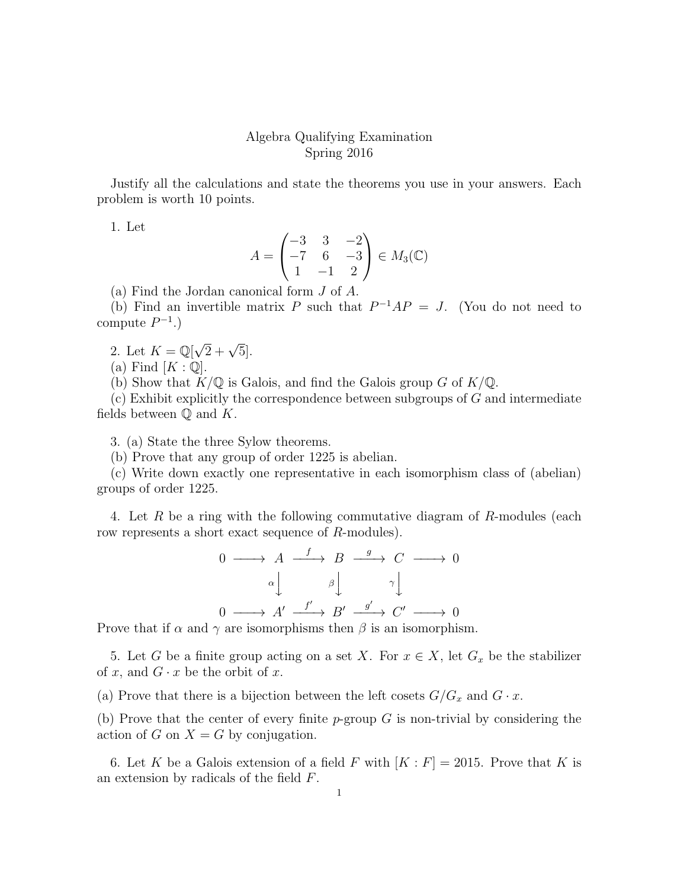# Algebra Qualifying Examination
## Spring 2016

Justify all the calculations and state the theorems you use in your answers. Each problem is worth 10 points.

1. Let

$$A = \begin{pmatrix} -3 & 3 & -2 \\ -7 & 6 & -3 \\ 1 & -1 & 2 \end{pmatrix} \in M_3(\mathbb{C})$$

(a) Find the Jordan canonical form $J$ of $A$.

(b) Find an invertible matrix $P$ such that $P^{-1}AP = J$. (You do not need to compute $P^{-1}$.)

2. Let $K = \mathbb{Q}[\sqrt{2} + \sqrt{5}]$.

(a) Find $[K : \mathbb{Q}]$.

(b) Show that $K/\mathbb{Q}$ is Galois, and find the Galois group $G$ of $K/\mathbb{Q}$.

(c) Exhibit explicitly the correspondence between subgroups of $G$ and intermediate fields between $\mathbb{Q}$ and $K$.

3. (a) State the three Sylow theorems.

(b) Prove that any group of order 1225 is abelian.

(c) Write down exactly one representative in each isomorphism class of (abelian) groups of order 1225.

4. Let $R$ be a ring with the following commutative diagram of $R$-modules (each row represents a short exact sequence of $R$-modules).

$$\begin{array}{ccccccccc} 0 & \longrightarrow & A & \xrightarrow{f} & B & \xrightarrow{g} & C & \longrightarrow & 0 \\ & & \downarrow{\scriptstyle\alpha} & & \downarrow{\scriptstyle\beta} & & \downarrow{\scriptstyle\gamma} & & \\ 0 & \longrightarrow & A' & \xrightarrow{f'} & B' & \xrightarrow{g'} & C' & \longrightarrow & 0 \end{array}$$

Prove that if $\alpha$ and $\gamma$ are isomorphisms then $\beta$ is an isomorphism.

5. Let $G$ be a finite group acting on a set $X$. For $x \in X$, let $G_x$ be the stabilizer of $x$, and $G \cdot x$ be the orbit of $x$.

(a) Prove that there is a bijection between the left cosets $G/G_x$ and $G \cdot x$.

(b) Prove that the center of every finite $p$-group $G$ is non-trivial by considering the action of $G$ on $X = G$ by conjugation.

6. Let $K$ be a Galois extension of a field $F$ with $[K : F] = 2015$. Prove that $K$ is an extension by radicals of the field $F$.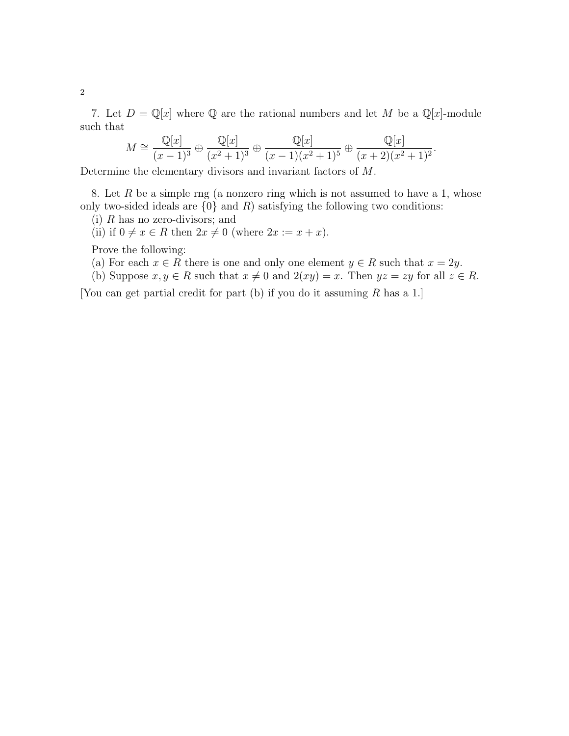7. Let $D = \mathbb{Q}[x]$ where $\mathbb{Q}$ are the rational numbers and let $M$ be a $\mathbb{Q}[x]$-module such that

$$M \cong \frac{\mathbb{Q}[x]}{(x-1)^3} \oplus \frac{\mathbb{Q}[x]}{(x^2+1)^3} \oplus \frac{\mathbb{Q}[x]}{(x-1)(x^2+1)^5} \oplus \frac{\mathbb{Q}[x]}{(x+2)(x^2+1)^2}.$$

Determine the elementary divisors and invariant factors of $M$.

8. Let $R$ be a simple rng (a nonzero ring which is not assumed to have a 1, whose only two-sided ideals are $\{0\}$ and $R$) satisfying the following two conditions:
(i) $R$ has no zero-divisors; and
(ii) if $0 \neq x \in R$ then $2x \neq 0$ (where $2x := x + x$).

Prove the following:
(a) For each $x \in R$ there is one and only one element $y \in R$ such that $x = 2y$.
(b) Suppose $x, y \in R$ such that $x \neq 0$ and $2(xy) = x$. Then $yz = zy$ for all $z \in R$.

[You can get partial credit for part (b) if you do it assuming $R$ has a 1.]